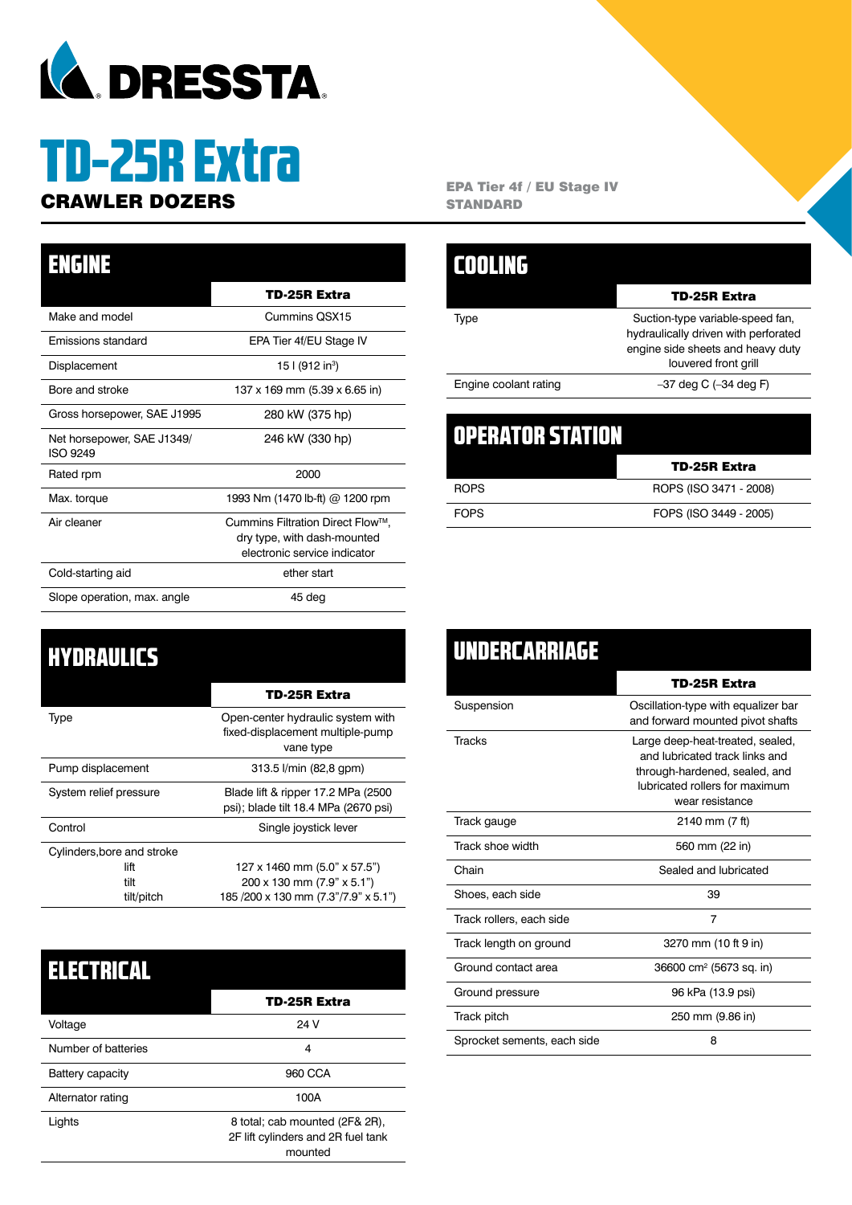# DRESSTA

# TD-25R Extra

## CRAWLER DOZERS

**EPA Tier 4f / EU Stage IV STANDARD**

## ENGINE

| | TD-25R Extra |
|---|---|
| Make and model | Cummins QSX15 |
| Emissions standard | EPA Tier 4f/EU Stage IV |
| Displacement | 15 l (912 in$^3$) |
| Bore and stroke | 137 x 169 mm (5.39 x 6.65 in) |
| Gross horsepower, SAE J1995 | 280 kW (375 hp) |
| Net horsepower, SAE J1349/ ISO 9249 | 246 kW (330 hp) |
| Rated rpm | 2000 |
| Max. torque | 1993 Nm (1470 lb-ft) @ 1200 rpm |
| Air cleaner | Cummins Filtration Direct Flow™, dry type, with dash-mounted electronic service indicator |
| Cold-starting aid | ether start |
| Slope operation, max. angle | 45 deg |

## HYDRAULICS

| | TD-25R Extra |
|---|---|
| Type | Open-center hydraulic system with fixed-displacement multiple-pump vane type |
| Pump displacement | 313.5 l/min (82,8 gpm) |
| System relief pressure | Blade lift & ripper 17.2 MPa (2500 psi); blade tilt 18.4 MPa (2670 psi) |
| Control | Single joystick lever |
| Cylinders,bore and stroke | |
| lift | 127 x 1460 mm (5.0" x 57.5") |
| tilt | 200 x 130 mm (7.9" x 5.1") |
| tilt/pitch | 185 /200 x 130 mm (7.3"/7.9" x 5.1") |

## ELECTRICAL

| | TD-25R Extra |
|---|---|
| Voltage | 24 V |
| Number of batteries | 4 |
| Battery capacity | 960 CCA |
| Alternator rating | 100A |
| Lights | 8 total; cab mounted (2F& 2R), 2F lift cylinders and 2R fuel tank mounted |

## COOLING

| | TD-25R Extra |
|---|---|
| Type | Suction-type variable-speed fan, hydraulically driven with perforated engine side sheets and heavy duty louvered front grill |
| Engine coolant rating | –37 deg C (–34 deg F) |

## OPERATOR STATION

| | TD-25R Extra |
|---|---|
| ROPS | ROPS (ISO 3471 - 2008) |
| FOPS | FOPS (ISO 3449 - 2005) |

## UNDERCARRIAGE

| | TD-25R Extra |
|---|---|
| Suspension | Oscillation-type with equalizer bar and forward mounted pivot shafts |
| Tracks | Large deep-heat-treated, sealed, and lubricated track links and through-hardened, sealed, and lubricated rollers for maximum wear resistance |
| Track gauge | 2140 mm (7 ft) |
| Track shoe width | 560 mm (22 in) |
| Chain | Sealed and lubricated |
| Shoes, each side | 39 |
| Track rollers, each side | 7 |
| Track length on ground | 3270 mm (10 ft 9 in) |
| Ground contact area | 36600 cm$^2$ (5673 sq. in) |
| Ground pressure | 96 kPa (13.9 psi) |
| Track pitch | 250 mm (9.86 in) |
| Sprocket sements, each side | 8 |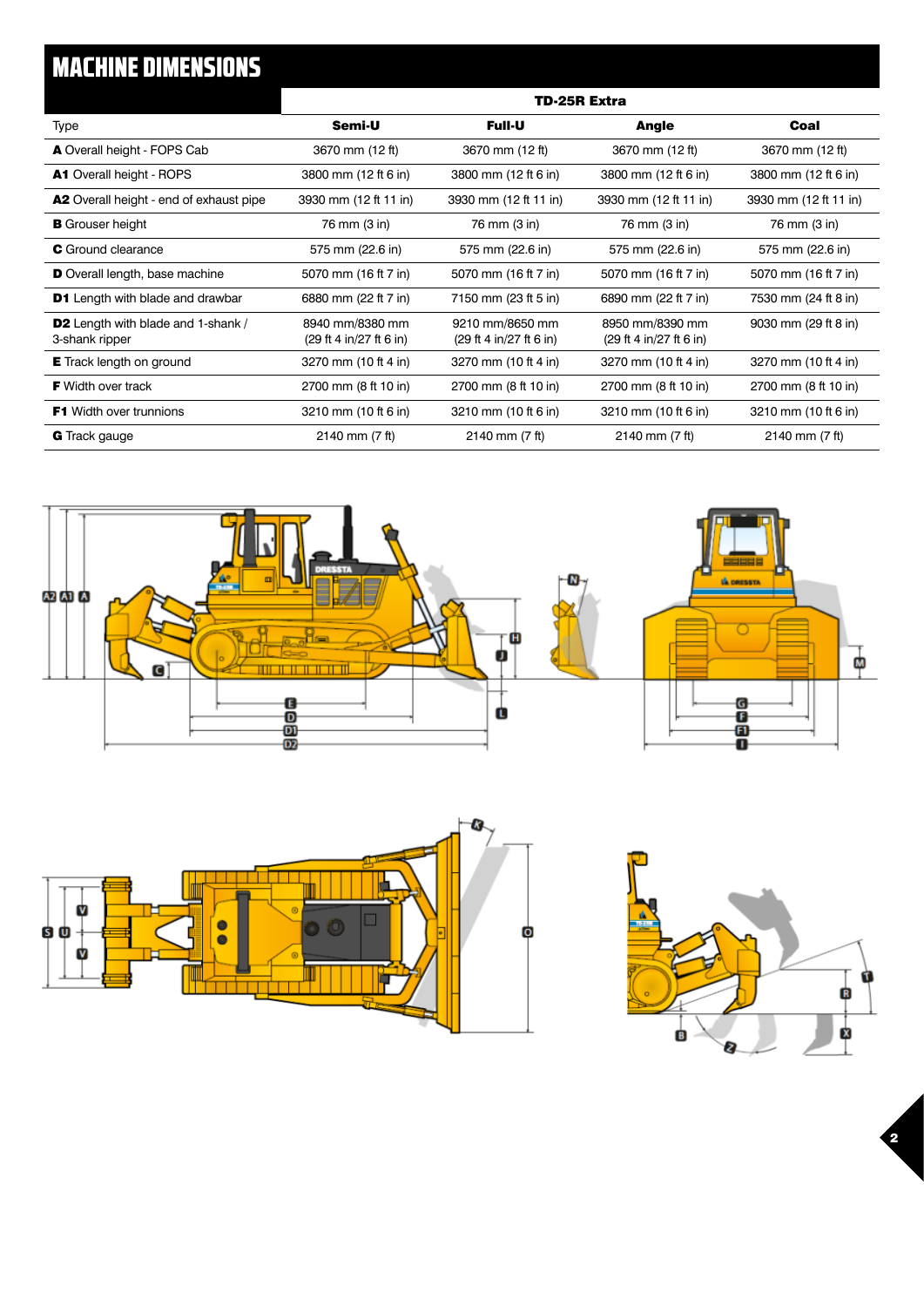# MACHINE DIMENSIONS

| | TD-25R Extra | | | |
|---|---|---|---|---|
| Type | **Semi-U** | **Full-U** | **Angle** | **Coal** |
| **A** Overall height - FOPS Cab | 3670 mm (12 ft) | 3670 mm (12 ft) | 3670 mm (12 ft) | 3670 mm (12 ft) |
| **A1** Overall height - ROPS | 3800 mm (12 ft 6 in) | 3800 mm (12 ft 6 in) | 3800 mm (12 ft 6 in) | 3800 mm (12 ft 6 in) |
| **A2** Overall height - end of exhaust pipe | 3930 mm (12 ft 11 in) | 3930 mm (12 ft 11 in) | 3930 mm (12 ft 11 in) | 3930 mm (12 ft 11 in) |
| **B** Grouser height | 76 mm (3 in) | 76 mm (3 in) | 76 mm (3 in) | 76 mm (3 in) |
| **C** Ground clearance | 575 mm (22.6 in) | 575 mm (22.6 in) | 575 mm (22.6 in) | 575 mm (22.6 in) |
| **D** Overall length, base machine | 5070 mm (16 ft 7 in) | 5070 mm (16 ft 7 in) | 5070 mm (16 ft 7 in) | 5070 mm (16 ft 7 in) |
| **D1** Length with blade and drawbar | 6880 mm (22 ft 7 in) | 7150 mm (23 ft 5 in) | 6890 mm (22 ft 7 in) | 7530 mm (24 ft 8 in) |
| **D2** Length with blade and 1-shank / 3-shank ripper | 8940 mm/8380 mm (29 ft 4 in/27 ft 6 in) | 9210 mm/8650 mm (29 ft 4 in/27 ft 6 in) | 8950 mm/8390 mm (29 ft 4 in/27 ft 6 in) | 9030 mm (29 ft 8 in) |
| **E** Track length on ground | 3270 mm (10 ft 4 in) | 3270 mm (10 ft 4 in) | 3270 mm (10 ft 4 in) | 3270 mm (10 ft 4 in) |
| **F** Width over track | 2700 mm (8 ft 10 in) | 2700 mm (8 ft 10 in) | 2700 mm (8 ft 10 in) | 2700 mm (8 ft 10 in) |
| **F1** Width over trunnions | 3210 mm (10 ft 6 in) | 3210 mm (10 ft 6 in) | 3210 mm (10 ft 6 in) | 3210 mm (10 ft 6 in) |
| **G** Track gauge | 2140 mm (7 ft) | 2140 mm (7 ft) | 2140 mm (7 ft) | 2140 mm (7 ft) |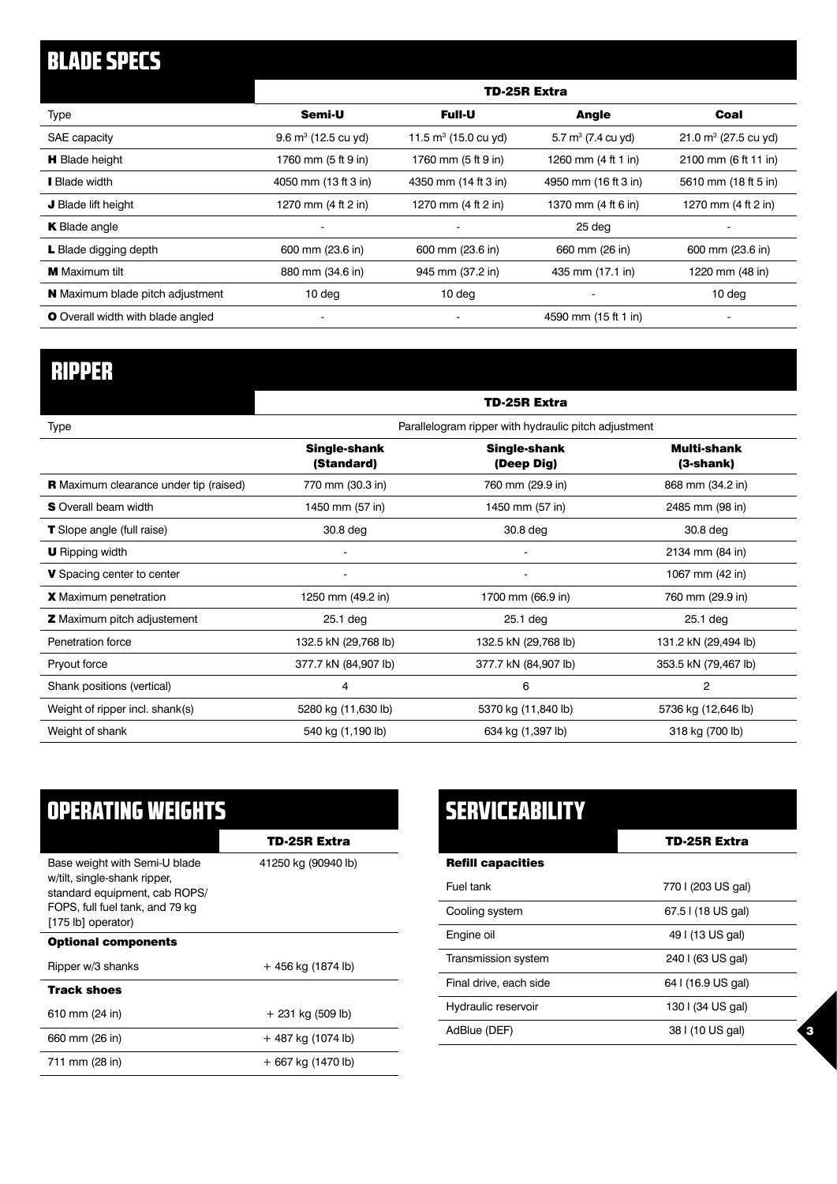## BLADE SPECS

| | TD-25R Extra | | | |
|---|---|---|---|---|
| Type | **Semi-U** | **Full-U** | **Angle** | **Coal** |
| SAE capacity | 9.6 $m^3$ (12.5 cu yd) | 11.5 $m^3$ (15.0 cu yd) | 5.7 $m^3$ (7.4 cu yd) | 21.0 $m^3$ (27.5 cu yd) |
| **H** Blade height | 1760 mm (5 ft 9 in) | 1760 mm (5 ft 9 in) | 1260 mm (4 ft 1 in) | 2100 mm (6 ft 11 in) |
| **I** Blade width | 4050 mm (13 ft 3 in) | 4350 mm (14 ft 3 in) | 4950 mm (16 ft 3 in) | 5610 mm (18 ft 5 in) |
| **J** Blade lift height | 1270 mm (4 ft 2 in) | 1270 mm (4 ft 2 in) | 1370 mm (4 ft 6 in) | 1270 mm (4 ft 2 in) |
| **K** Blade angle | - | - | 25 deg | - |
| **L** Blade digging depth | 600 mm (23.6 in) | 600 mm (23.6 in) | 660 mm (26 in) | 600 mm (23.6 in) |
| **M** Maximum tilt | 880 mm (34.6 in) | 945 mm (37.2 in) | 435 mm (17.1 in) | 1220 mm (48 in) |
| **N** Maximum blade pitch adjustment | 10 deg | 10 deg | - | 10 deg |
| **O** Overall width with blade angled | - | - | 4590 mm (15 ft 1 in) | - |

## RIPPER

| | TD-25R Extra | | |
|---|---|---|---|
| Type | Parallelogram ripper with hydraulic pitch adjustment | | |
| | **Single-shank (Standard)** | **Single-shank (Deep Dig)** | **Multi-shank (3-shank)** |
| **R** Maximum clearance under tip (raised) | 770 mm (30.3 in) | 760 mm (29.9 in) | 868 mm (34.2 in) |
| **S** Overall beam width | 1450 mm (57 in) | 1450 mm (57 in) | 2485 mm (98 in) |
| **T** Slope angle (full raise) | 30.8 deg | 30.8 deg | 30.8 deg |
| **U** Ripping width | - | - | 2134 mm (84 in) |
| **V** Spacing center to center | - | - | 1067 mm (42 in) |
| **X** Maximum penetration | 1250 mm (49.2 in) | 1700 mm (66.9 in) | 760 mm (29.9 in) |
| **Z** Maximum pitch adjustement | 25.1 deg | 25.1 deg | 25.1 deg |
| Penetration force | 132.5 kN (29,768 lb) | 132.5 kN (29,768 lb) | 131.2 kN (29,494 lb) |
| Pryout force | 377.7 kN (84,907 lb) | 377.7 kN (84,907 lb) | 353.5 kN (79,467 lb) |
| Shank positions (vertical) | 4 | 6 | 2 |
| Weight of ripper incl. shank(s) | 5280 kg (11,630 lb) | 5370 kg (11,840 lb) | 5736 kg (12,646 lb) |
| Weight of shank | 540 kg (1,190 lb) | 634 kg (1,397 lb) | 318 kg (700 lb) |

## OPERATING WEIGHTS

| | TD-25R Extra |
|---|---|
| Base weight with Semi-U blade w/tilt, single-shank ripper, standard equipment, cab ROPS/ FOPS, full fuel tank, and 79 kg [175 lb] operator) | 41250 kg (90940 lb) |
| **Optional components** | |
| Ripper w/3 shanks | + 456 kg (1874 lb) |
| **Track shoes** | |
| 610 mm (24 in) | + 231 kg (509 lb) |
| 660 mm (26 in) | + 487 kg (1074 lb) |
| 711 mm (28 in) | + 667 kg (1470 lb) |

## SERVICEABILITY

| | TD-25R Extra |
|---|---|
| **Refill capacities** | |
| Fuel tank | 770 l (203 US gal) |
| Cooling system | 67.5 l (18 US gal) |
| Engine oil | 49 l (13 US gal) |
| Transmission system | 240 l (63 US gal) |
| Final drive, each side | 64 l (16.9 US gal) |
| Hydraulic reservoir | 130 l (34 US gal) |
| AdBlue (DEF) | 38 l (10 US gal) |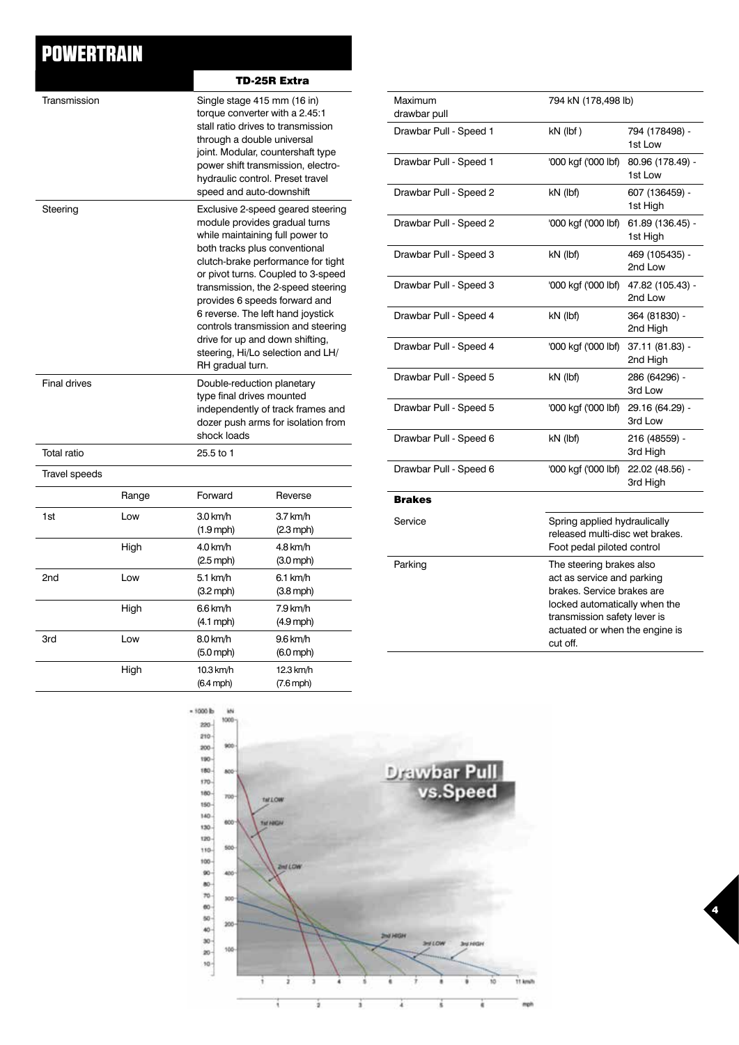# POWERTRAIN

| | | TD-25R Extra | |
|---|---|---|---|
| Transmission | | Single stage 415 mm (16 in) torque converter with a 2.45:1 stall ratio drives to transmission through a double universal joint. Modular, countershaft type power shift transmission, electro-hydraulic control. Preset travel speed and auto-downshift | |
| Steering | | Exclusive 2-speed geared steering module provides gradual turns while maintaining full power to both tracks plus conventional clutch-brake performance for tight or pivot turns. Coupled to 3-speed transmission, the 2-speed steering provides 6 speeds forward and 6 reverse. The left hand joystick controls transmission and steering drive for up and down shifting, steering, Hi/Lo selection and LH/RH gradual turn. | |
| Final drives | | Double-reduction planetary type final drives mounted independently of track frames and dozer push arms for isolation from shock loads | |
| Total ratio | | 25.5 to 1 | |
| Travel speeds | | | |
| | Range | Forward | Reverse |
| 1st | Low | 3.0 km/h (1.9 mph) | 3.7 km/h (2.3 mph) |
| | High | 4.0 km/h (2.5 mph) | 4.8 km/h (3.0 mph) |
| 2nd | Low | 5.1 km/h (3.2 mph) | 6.1 km/h (3.8 mph) |
| | High | 6.6 km/h (4.1 mph) | 7.9 km/h (4.9 mph) |
| 3rd | Low | 8.0 km/h (5.0 mph) | 9.6 km/h (6.0 mph) |
| | High | 10.3 km/h (6.4 mph) | 12.3 km/h (7.6 mph) |

| Maximum drawbar pull | 794 kN (178,498 lb) | |
|---|---|---|
| Drawbar Pull - Speed 1 | kN (lbf ) | 794 (178498) - 1st Low |
| Drawbar Pull - Speed 1 | '000 kgf ('000 lbf) | 80.96 (178.49) - 1st Low |
| Drawbar Pull - Speed 2 | kN (lbf) | 607 (136459) - 1st High |
| Drawbar Pull - Speed 2 | '000 kgf ('000 lbf) | 61.89 (136.45) - 1st High |
| Drawbar Pull - Speed 3 | kN (lbf) | 469 (105435) - 2nd Low |
| Drawbar Pull - Speed 3 | '000 kgf ('000 lbf) | 47.82 (105.43) - 2nd Low |
| Drawbar Pull - Speed 4 | kN (lbf) | 364 (81830) - 2nd High |
| Drawbar Pull - Speed 4 | '000 kgf ('000 lbf) | 37.11 (81.83) - 2nd High |
| Drawbar Pull - Speed 5 | kN (lbf) | 286 (64296) - 3rd Low |
| Drawbar Pull - Speed 5 | '000 kgf ('000 lbf) | 29.16 (64.29) - 3rd Low |
| Drawbar Pull - Speed 6 | kN (lbf) | 216 (48559) - 3rd High |
| Drawbar Pull - Speed 6 | '000 kgf ('000 lbf) | 22.02 (48.56) - 3rd High |

| **Brakes** | |
|---|---|
| Service | Spring applied hydraulically released multi-disc wet brakes. Foot pedal piloted control |
| Parking | The steering brakes also act as service and parking brakes. Service brakes are locked automatically when the transmission safety lever is actuated or when the engine is cut off. |

Drawbar Pull vs.Speed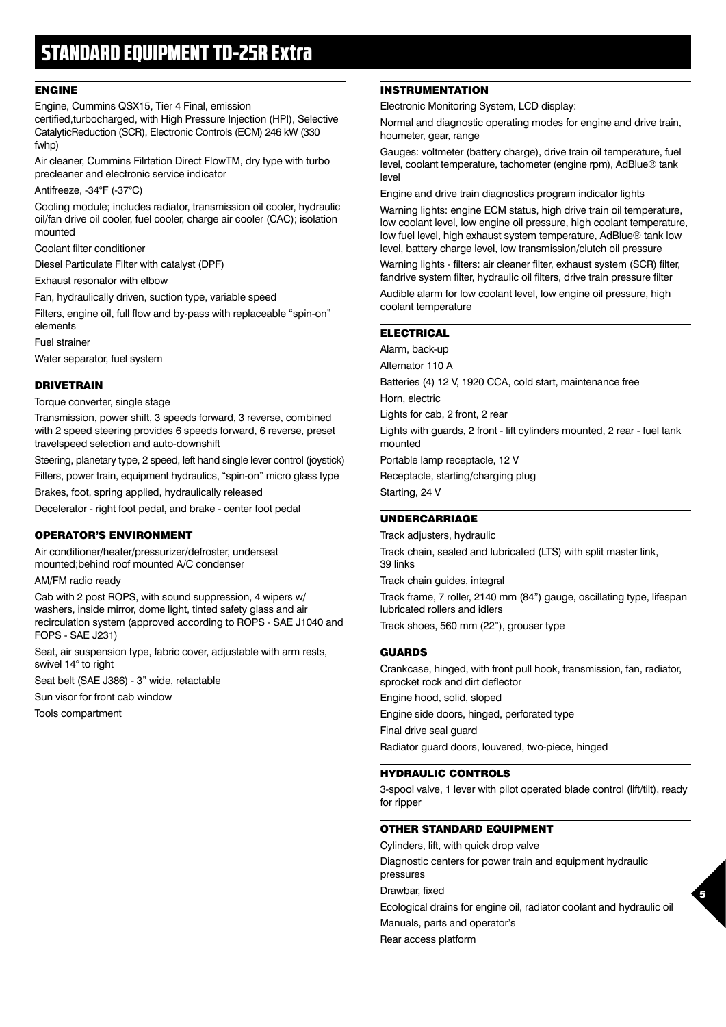# STANDARD EQUIPMENT TD-25R Extra

## ENGINE

Engine, Cummins QSX15, Tier 4 Final, emission certified,turbocharged, with High Pressure Injection (HPI), Selective CatalyticReduction (SCR), Electronic Controls (ECM) 246 kW (330 fwhp)

Air cleaner, Cummins Filrtation Direct FlowTM, dry type with turbo precleaner and electronic service indicator

Antifreeze, -34°F (-37°C)

Cooling module; includes radiator, transmission oil cooler, hydraulic oil/fan drive oil cooler, fuel cooler, charge air cooler (CAC); isolation mounted

Coolant filter conditioner

Diesel Particulate Filter with catalyst (DPF)

Exhaust resonator with elbow

Fan, hydraulically driven, suction type, variable speed

Filters, engine oil, full flow and by-pass with replaceable "spin-on" elements

Fuel strainer

Water separator, fuel system

## DRIVETRAIN

Torque converter, single stage

Transmission, power shift, 3 speeds forward, 3 reverse, combined with 2 speed steering provides 6 speeds forward, 6 reverse, preset travelspeed selection and auto-downshift

Steering, planetary type, 2 speed, left hand single lever control (joystick)

Filters, power train, equipment hydraulics, "spin-on" micro glass type

Brakes, foot, spring applied, hydraulically released

Decelerator - right foot pedal, and brake - center foot pedal

## OPERATOR'S ENVIRONMENT

Air conditioner/heater/pressurizer/defroster, underseat mounted;behind roof mounted A/C condenser

AM/FM radio ready

Cab with 2 post ROPS, with sound suppression, 4 wipers w/ washers, inside mirror, dome light, tinted safety glass and air recirculation system (approved according to ROPS - SAE J1040 and FOPS - SAE J231)

Seat, air suspension type, fabric cover, adjustable with arm rests, swivel 14° to right

Seat belt (SAE J386) - 3" wide, retactable

Sun visor for front cab window

Tools compartment

## INSTRUMENTATION

Electronic Monitoring System, LCD display:

Normal and diagnostic operating modes for engine and drive train, houmeter, gear, range

Gauges: voltmeter (battery charge), drive train oil temperature, fuel level, coolant temperature, tachometer (engine rpm), AdBlue® tank level

Engine and drive train diagnostics program indicator lights

Warning lights: engine ECM status, high drive train oil temperature, low coolant level, low engine oil pressure, high coolant temperature, low fuel level, high exhaust system temperature, AdBlue® tank low level, battery charge level, low transmission/clutch oil pressure

Warning lights - filters: air cleaner filter, exhaust system (SCR) filter, fandrive system filter, hydraulic oil filters, drive train pressure filter

Audible alarm for low coolant level, low engine oil pressure, high coolant temperature

## ELECTRICAL

Alarm, back-up

Alternator 110 A

Batteries (4) 12 V, 1920 CCA, cold start, maintenance free

Horn, electric

Lights for cab, 2 front, 2 rear

Lights with guards, 2 front - lift cylinders mounted, 2 rear - fuel tank mounted

Portable lamp receptacle, 12 V

Receptacle, starting/charging plug

Starting, 24 V

## UNDERCARRIAGE

Track adjusters, hydraulic

Track chain, sealed and lubricated (LTS) with split master link, 39 links

Track chain guides, integral

Track frame, 7 roller, 2140 mm (84") gauge, oscillating type, lifespan lubricated rollers and idlers

Track shoes, 560 mm (22"), grouser type

## GUARDS

Crankcase, hinged, with front pull hook, transmission, fan, radiator, sprocket rock and dirt deflector

Engine hood, solid, sloped

Engine side doors, hinged, perforated type

Final drive seal guard

Radiator guard doors, louvered, two-piece, hinged

## HYDRAULIC CONTROLS

3-spool valve, 1 lever with pilot operated blade control (lift/tilt), ready for ripper

## OTHER STANDARD EQUIPMENT

Cylinders, lift, with quick drop valve

Diagnostic centers for power train and equipment hydraulic pressures

Drawbar, fixed

Ecological drains for engine oil, radiator coolant and hydraulic oil

Manuals, parts and operator's

Rear access platform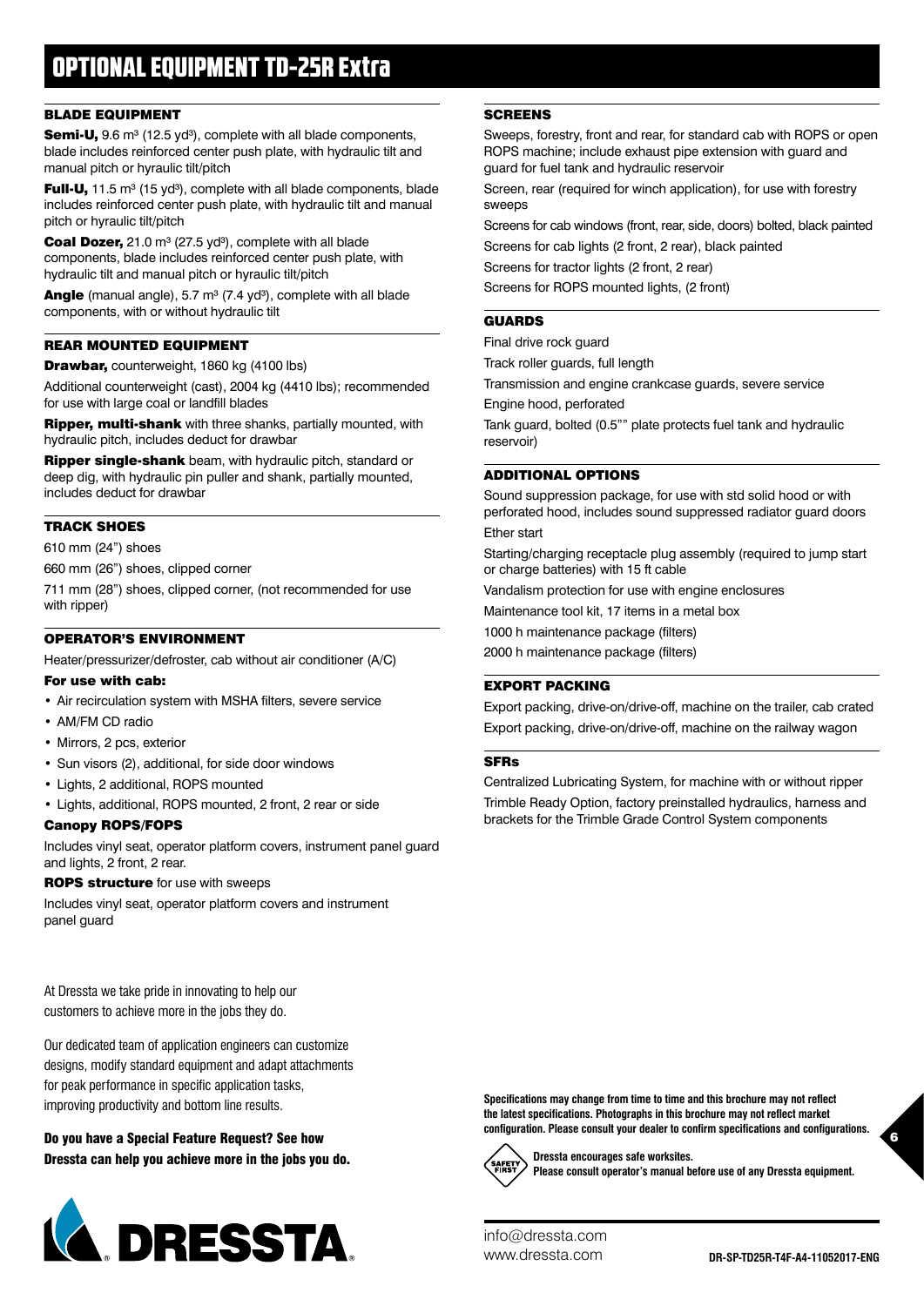# OPTIONAL EQUIPMENT TD-25R Extra

## BLADE EQUIPMENT

**Semi-U,** 9.6 m³ (12.5 yd³), complete with all blade components, blade includes reinforced center push plate, with hydraulic tilt and manual pitch or hyraulic tilt/pitch

**Full-U,** 11.5 m³ (15 yd³), complete with all blade components, blade includes reinforced center push plate, with hydraulic tilt and manual pitch or hyraulic tilt/pitch

**Coal Dozer,** 21.0 m³ (27.5 yd³), complete with all blade components, blade includes reinforced center push plate, with hydraulic tilt and manual pitch or hyraulic tilt/pitch

**Angle** (manual angle), 5.7 m³ (7.4 yd³), complete with all blade components, with or without hydraulic tilt

## REAR MOUNTED EQUIPMENT

**Drawbar,** counterweight, 1860 kg (4100 lbs)

Additional counterweight (cast), 2004 kg (4410 lbs); recommended for use with large coal or landfill blades

**Ripper, multi-shank** with three shanks, partially mounted, with hydraulic pitch, includes deduct for drawbar

**Ripper single-shank** beam, with hydraulic pitch, standard or deep dig, with hydraulic pin puller and shank, partially mounted, includes deduct for drawbar

## TRACK SHOES

610 mm (24") shoes

660 mm (26") shoes, clipped corner

711 mm (28") shoes, clipped corner, (not recommended for use with ripper)

## OPERATOR'S ENVIRONMENT

Heater/pressurizer/defroster, cab without air conditioner (A/C)

**For use with cab:**

- Air recirculation system with MSHA filters, severe service
- AM/FM CD radio
- Mirrors, 2 pcs, exterior
- Sun visors (2), additional, for side door windows
- Lights, 2 additional, ROPS mounted
- Lights, additional, ROPS mounted, 2 front, 2 rear or side

**Canopy ROPS/FOPS**

Includes vinyl seat, operator platform covers, instrument panel guard and lights, 2 front, 2 rear.

**ROPS structure** for use with sweeps

Includes vinyl seat, operator platform covers and instrument panel guard

## SCREENS

Sweeps, forestry, front and rear, for standard cab with ROPS or open ROPS machine; include exhaust pipe extension with guard and guard for fuel tank and hydraulic reservoir

Screen, rear (required for winch application), for use with forestry sweeps

Screens for cab windows (front, rear, side, doors) bolted, black painted

Screens for cab lights (2 front, 2 rear), black painted

Screens for tractor lights (2 front, 2 rear)

Screens for ROPS mounted lights, (2 front)

## GUARDS

Final drive rock guard

Track roller guards, full length

Transmission and engine crankcase guards, severe service

Engine hood, perforated

Tank guard, bolted (0.5"" plate protects fuel tank and hydraulic reservoir)

## ADDITIONAL OPTIONS

Sound suppression package, for use with std solid hood or with perforated hood, includes sound suppressed radiator guard doors

Ether start

Starting/charging receptacle plug assembly (required to jump start or charge batteries) with 15 ft cable

Vandalism protection for use with engine enclosures

Maintenance tool kit, 17 items in a metal box

1000 h maintenance package (filters)

2000 h maintenance package (filters)

## EXPORT PACKING

Export packing, drive-on/drive-off, machine on the trailer, cab crated

Export packing, drive-on/drive-off, machine on the railway wagon

## SFRs

Centralized Lubricating System, for machine with or without ripper

Trimble Ready Option, factory preinstalled hydraulics, harness and brackets for the Trimble Grade Control System components

At Dressta we take pride in innovating to help our customers to achieve more in the jobs they do.

Our dedicated team of application engineers can customize designs, modify standard equipment and adapt attachments for peak performance in specific application tasks, improving productivity and bottom line results.

**Do you have a Special Feature Request? See how Dressta can help you achieve more in the jobs you do.**

DRESSTA

**Specifications may change from time to time and this brochure may not reflect the latest specifications. Photographs in this brochure may not reflect market configuration. Please consult your dealer to confirm specifications and configurations.**

SAFETY FIRST

**Dressta encourages safe worksites.**
**Please consult operator's manual before use of any Dressta equipment.**

info@dressta.com
www.dressta.com

DR-SP-TD25R-T4F-A4-11052017-ENG